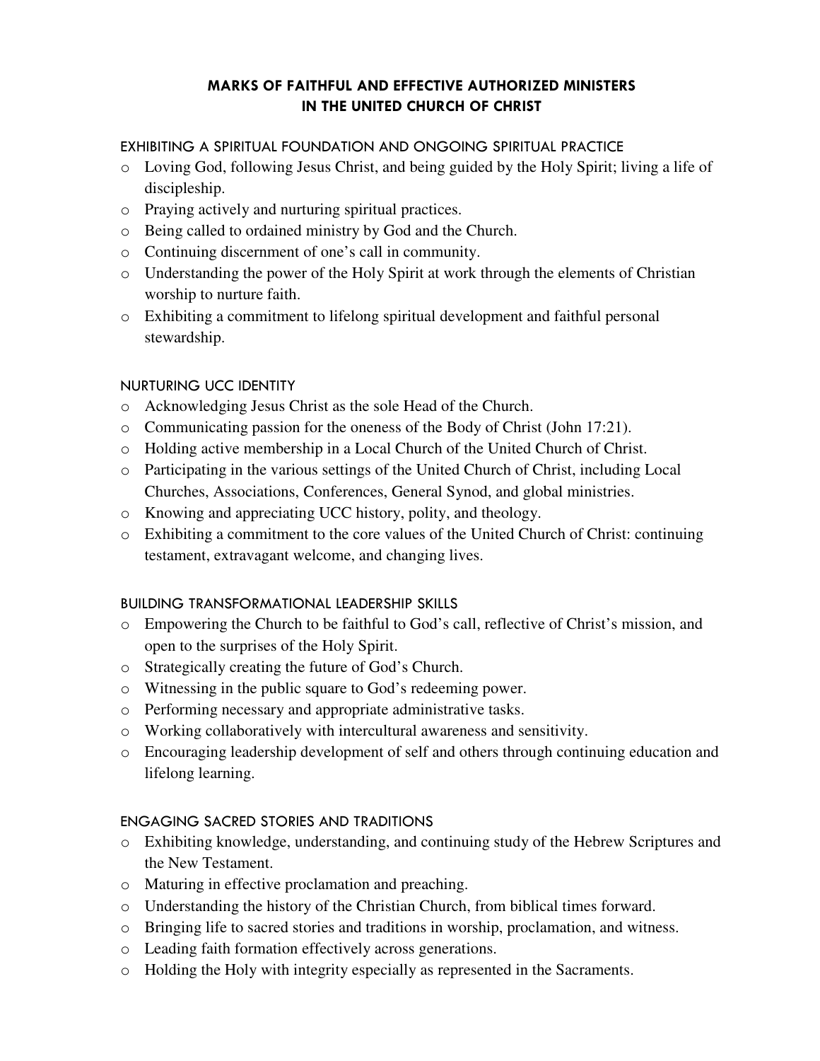# MARKS OF FAITHFUL AND EFFECTIVE AUTHORIZED MINISTERS IN THE UNITED CHURCH OF CHRIST

## EXHIBITING A SPIRITUAL FOUNDATION AND ONGOING SPIRITUAL PRACTICE

- Loving God, following Jesus Christ, and being guided by the Holy Spirit; living a life of discipleship.
- Praying actively and nurturing spiritual practices.
- Being called to ordained ministry by God and the Church.
- Continuing discernment of one's call in community.
- Understanding the power of the Holy Spirit at work through the elements of Christian worship to nurture faith.
- Exhibiting a commitment to lifelong spiritual development and faithful personal stewardship.

## NURTURING UCC IDENTITY

- Acknowledging Jesus Christ as the sole Head of the Church.
- Communicating passion for the oneness of the Body of Christ (John 17:21).
- Holding active membership in a Local Church of the United Church of Christ.
- Participating in the various settings of the United Church of Christ, including Local Churches, Associations, Conferences, General Synod, and global ministries.
- Knowing and appreciating UCC history, polity, and theology.
- Exhibiting a commitment to the core values of the United Church of Christ: continuing testament, extravagant welcome, and changing lives.

## BUILDING TRANSFORMATIONAL LEADERSHIP SKILLS

- Empowering the Church to be faithful to God's call, reflective of Christ's mission, and open to the surprises of the Holy Spirit.
- Strategically creating the future of God's Church.
- Witnessing in the public square to God's redeeming power.
- Performing necessary and appropriate administrative tasks.
- Working collaboratively with intercultural awareness and sensitivity.
- Encouraging leadership development of self and others through continuing education and lifelong learning.

## ENGAGING SACRED STORIES AND TRADITIONS

- Exhibiting knowledge, understanding, and continuing study of the Hebrew Scriptures and the New Testament.
- Maturing in effective proclamation and preaching.
- Understanding the history of the Christian Church, from biblical times forward.
- Bringing life to sacred stories and traditions in worship, proclamation, and witness.
- Leading faith formation effectively across generations.
- Holding the Holy with integrity especially as represented in the Sacraments.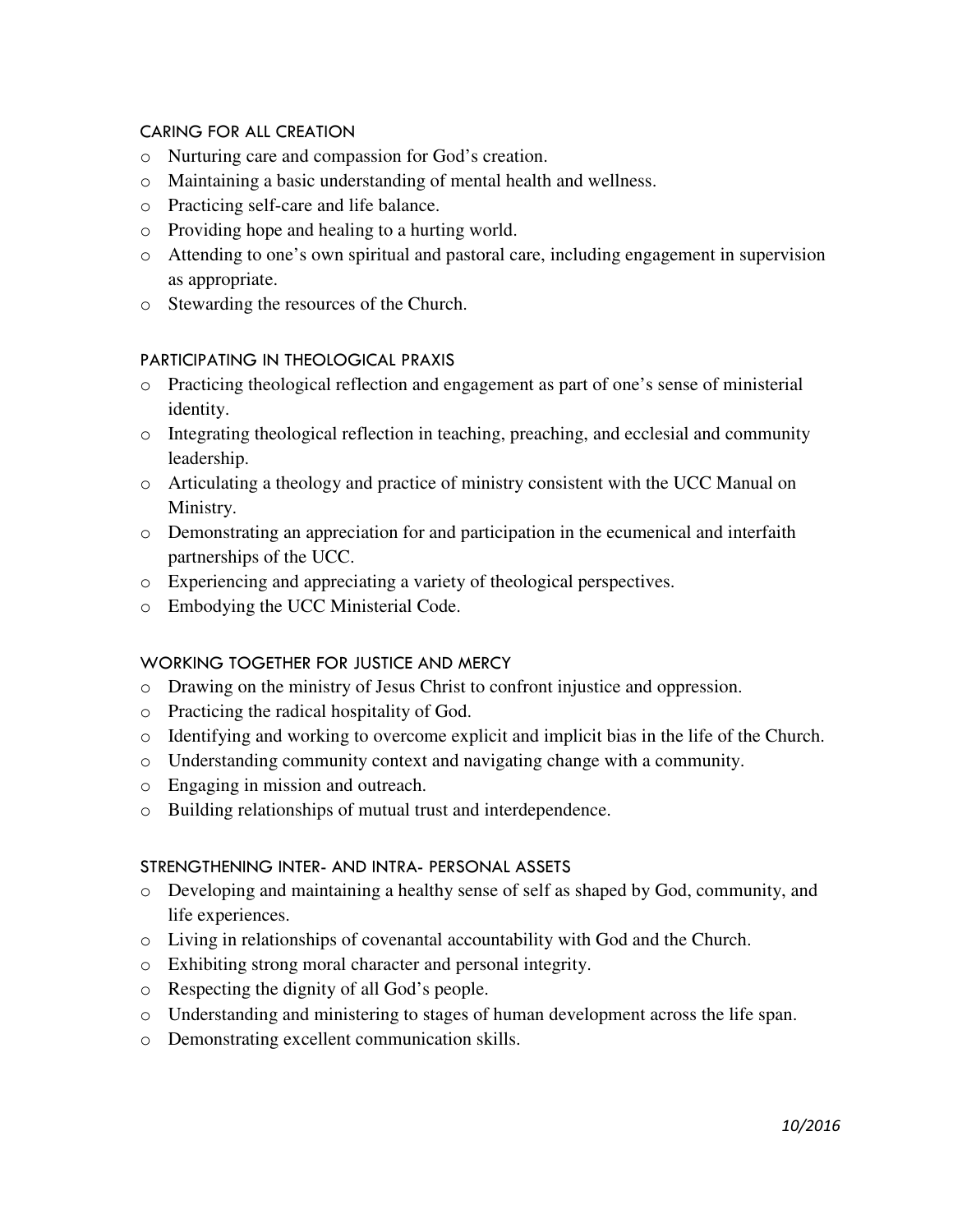### CARING FOR ALL CREATION

- Nurturing care and compassion for God's creation.
- Maintaining a basic understanding of mental health and wellness.
- Practicing self-care and life balance.
- Providing hope and healing to a hurting world.
- Attending to one's own spiritual and pastoral care, including engagement in supervision as appropriate.
- Stewarding the resources of the Church.

### PARTICIPATING IN THEOLOGICAL PRAXIS

- Practicing theological reflection and engagement as part of one's sense of ministerial identity.
- Integrating theological reflection in teaching, preaching, and ecclesial and community leadership.
- Articulating a theology and practice of ministry consistent with the UCC Manual on Ministry.
- Demonstrating an appreciation for and participation in the ecumenical and interfaith partnerships of the UCC.
- Experiencing and appreciating a variety of theological perspectives.
- Embodying the UCC Ministerial Code.

### WORKING TOGETHER FOR JUSTICE AND MERCY

- Drawing on the ministry of Jesus Christ to confront injustice and oppression.
- Practicing the radical hospitality of God.
- Identifying and working to overcome explicit and implicit bias in the life of the Church.
- Understanding community context and navigating change with a community.
- Engaging in mission and outreach.
- Building relationships of mutual trust and interdependence.

### STRENGTHENING INTER- AND INTRA- PERSONAL ASSETS

- Developing and maintaining a healthy sense of self as shaped by God, community, and life experiences.
- Living in relationships of covenantal accountability with God and the Church.
- Exhibiting strong moral character and personal integrity.
- Respecting the dignity of all God's people.
- Understanding and ministering to stages of human development across the life span.
- Demonstrating excellent communication skills.

*10/2016*